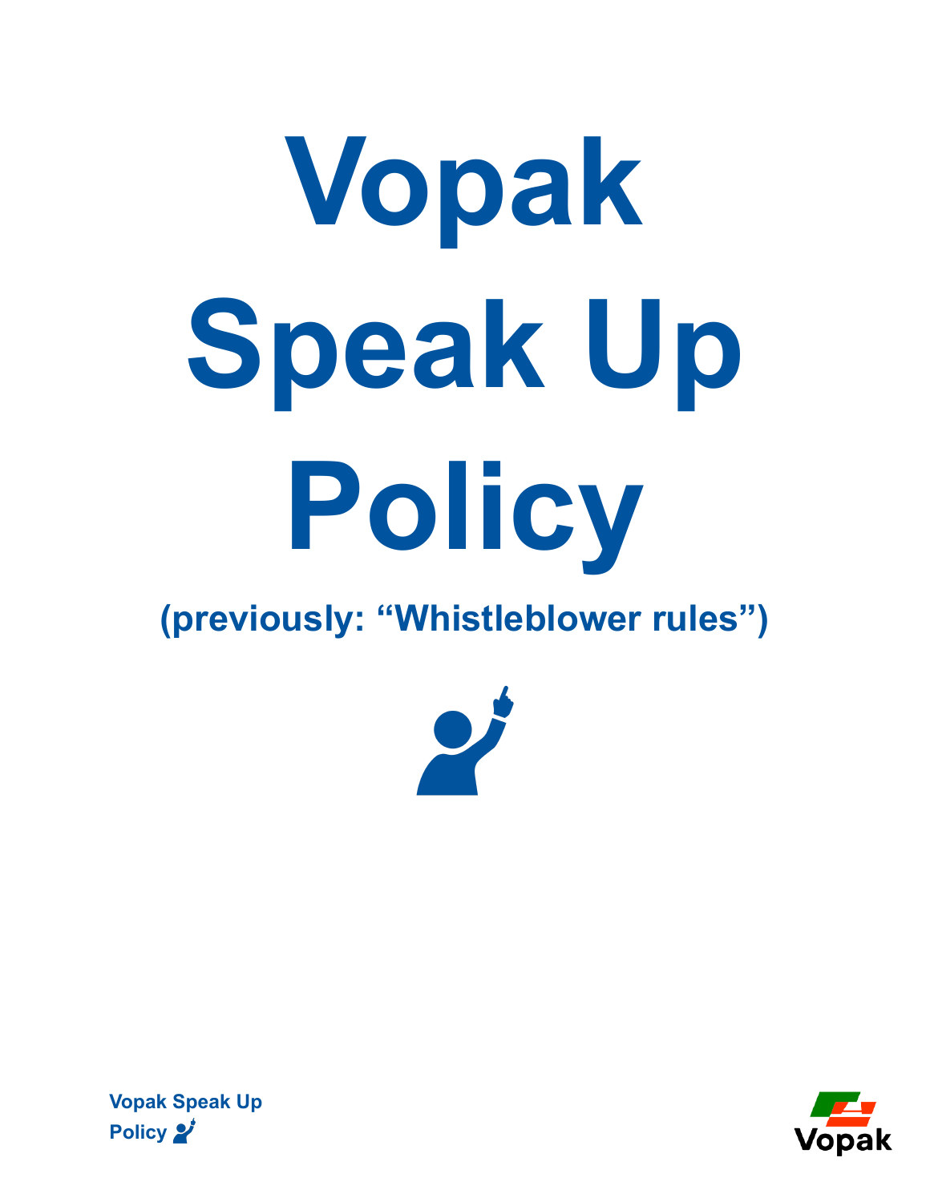# Vopak Speak Up Policy

## (previously: “Whistleblower rules”)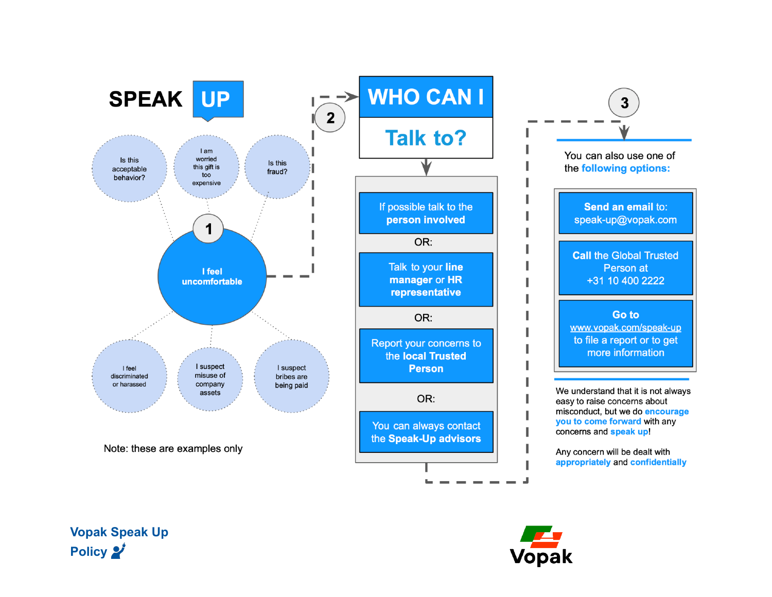# SPEAK UP

## 1

- Is this acceptable behavior?
- I am worried this gift is too expensive
- Is this fraud?

**I feel uncomfortable**

- I feel discriminated or harassed
- I suspect misuse of company assets
- I suspect bribes are being paid

Note: these are examples only

## 2

# WHO CAN I Talk to?

If possible talk to the **person involved**

OR:

Talk to your **line manager** or **HR representative**

OR:

Report your concerns to the **local Trusted Person**

OR:

You can always contact the **Speak-Up advisors**

## 3

You can also use one of the **following options:**

**Send an email** to: speak-up@vopak.com

**Call** the Global Trusted Person at +31 10 400 2222

**Go to** www.vopak.com/speak-up to file a report or to get more information

We understand that it is not always easy to raise concerns about misconduct, but we do **encourage you to come forward** with any concerns and **speak up**!

Any concern will be dealt with **appropriately** and **confidentially**

Vopak Speak Up Policy

Vopak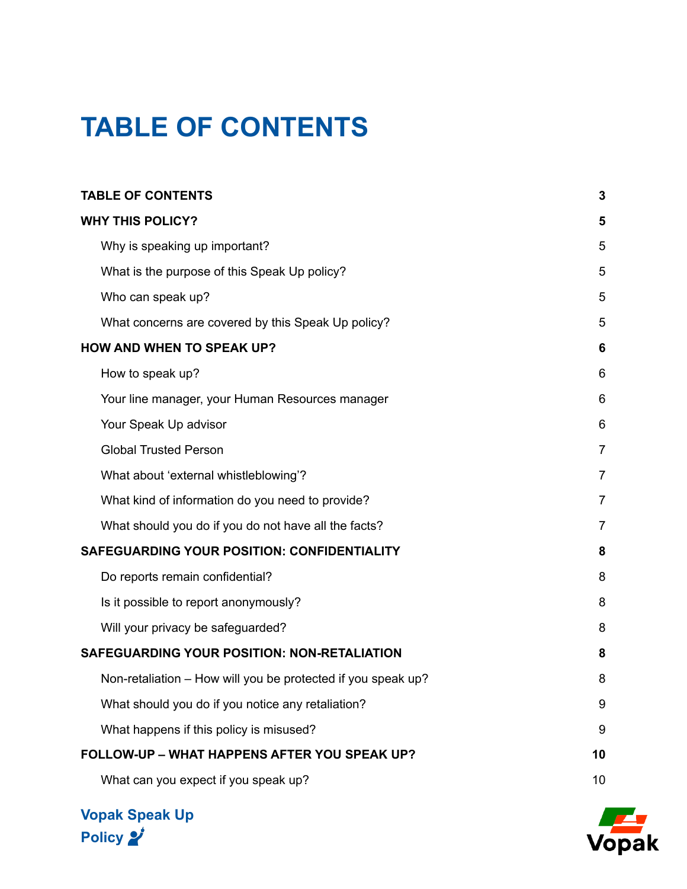# TABLE OF CONTENTS

| | |
|---|---|
| **TABLE OF CONTENTS** | **3** |
| **WHY THIS POLICY?** | **5** |
| Why is speaking up important? | 5 |
| What is the purpose of this Speak Up policy? | 5 |
| Who can speak up? | 5 |
| What concerns are covered by this Speak Up policy? | 5 |
| **HOW AND WHEN TO SPEAK UP?** | **6** |
| How to speak up? | 6 |
| Your line manager, your Human Resources manager | 6 |
| Your Speak Up advisor | 6 |
| Global Trusted Person | 7 |
| What about 'external whistleblowing'? | 7 |
| What kind of information do you need to provide? | 7 |
| What should you do if you do not have all the facts? | 7 |
| **SAFEGUARDING YOUR POSITION: CONFIDENTIALITY** | **8** |
| Do reports remain confidential? | 8 |
| Is it possible to report anonymously? | 8 |
| Will your privacy be safeguarded? | 8 |
| **SAFEGUARDING YOUR POSITION: NON-RETALIATION** | **8** |
| Non-retaliation – How will you be protected if you speak up? | 8 |
| What should you do if you notice any retaliation? | 9 |
| What happens if this policy is misused? | 9 |
| **FOLLOW-UP – WHAT HAPPENS AFTER YOU SPEAK UP?** | **10** |
| What can you expect if you speak up? | 10 |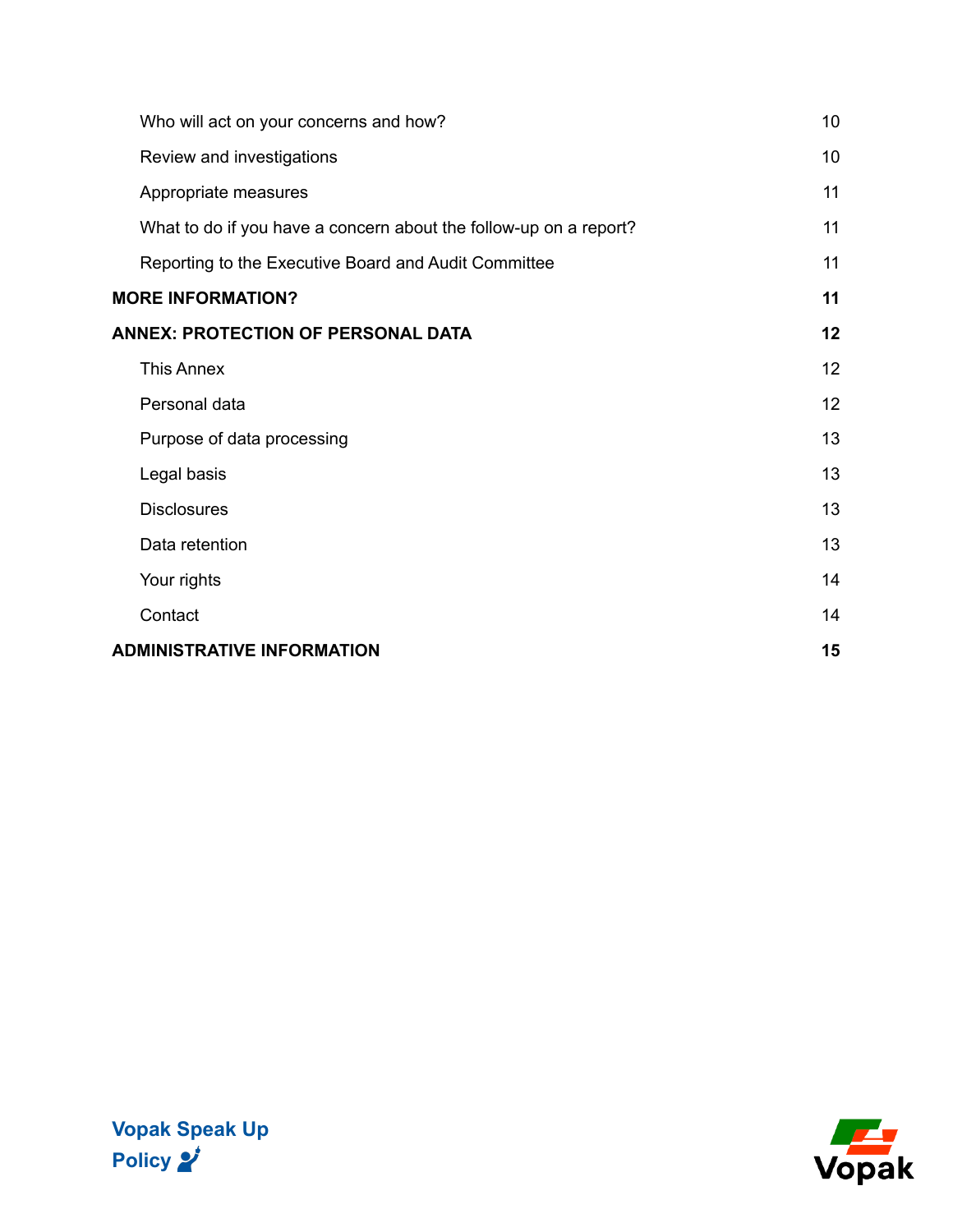| | |
|---|---|
| Who will act on your concerns and how? | 10 |
| Review and investigations | 10 |
| Appropriate measures | 11 |
| What to do if you have a concern about the follow-up on a report? | 11 |
| Reporting to the Executive Board and Audit Committee | 11 |
| **MORE INFORMATION?** | **11** |
| **ANNEX: PROTECTION OF PERSONAL DATA** | **12** |
| This Annex | 12 |
| Personal data | 12 |
| Purpose of data processing | 13 |
| Legal basis | 13 |
| Disclosures | 13 |
| Data retention | 13 |
| Your rights | 14 |
| Contact | 14 |
| **ADMINISTRATIVE INFORMATION** | **15** |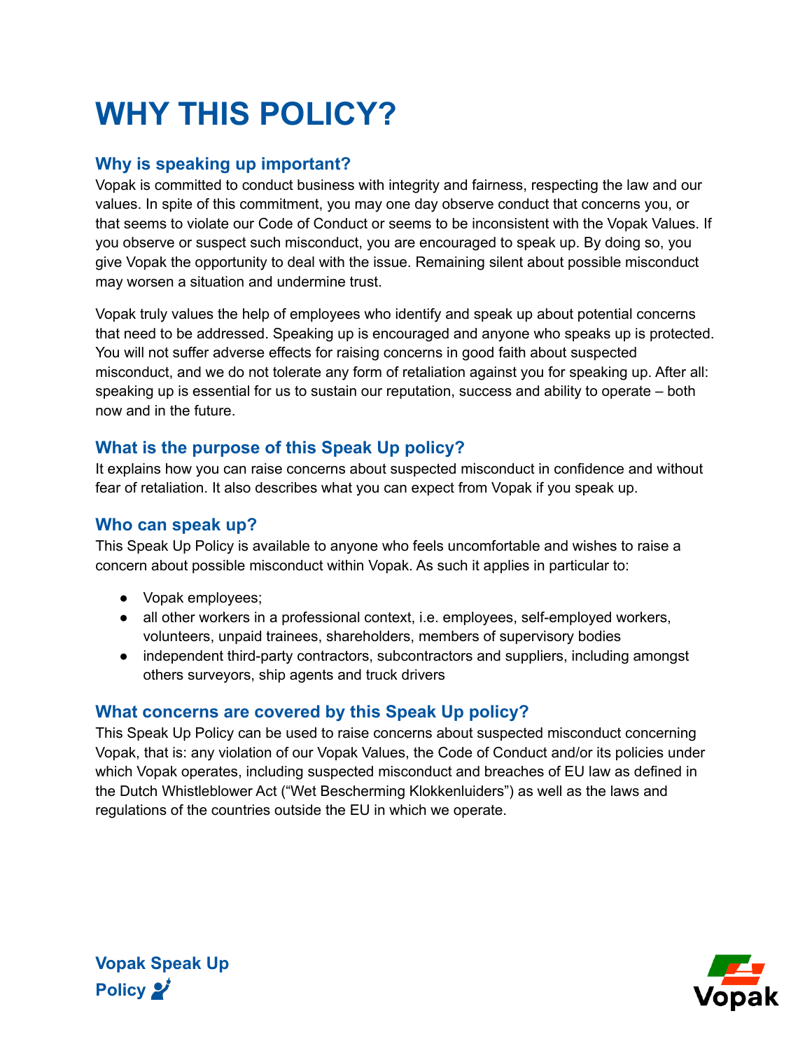# WHY THIS POLICY?

## Why is speaking up important?

Vopak is committed to conduct business with integrity and fairness, respecting the law and our values. In spite of this commitment, you may one day observe conduct that concerns you, or that seems to violate our Code of Conduct or seems to be inconsistent with the Vopak Values. If you observe or suspect such misconduct, you are encouraged to speak up. By doing so, you give Vopak the opportunity to deal with the issue. Remaining silent about possible misconduct may worsen a situation and undermine trust.

Vopak truly values the help of employees who identify and speak up about potential concerns that need to be addressed. Speaking up is encouraged and anyone who speaks up is protected. You will not suffer adverse effects for raising concerns in good faith about suspected misconduct, and we do not tolerate any form of retaliation against you for speaking up. After all: speaking up is essential for us to sustain our reputation, success and ability to operate – both now and in the future.

## What is the purpose of this Speak Up policy?

It explains how you can raise concerns about suspected misconduct in confidence and without fear of retaliation. It also describes what you can expect from Vopak if you speak up.

## Who can speak up?

This Speak Up Policy is available to anyone who feels uncomfortable and wishes to raise a concern about possible misconduct within Vopak. As such it applies in particular to:

- Vopak employees;
- all other workers in a professional context, i.e. employees, self-employed workers, volunteers, unpaid trainees, shareholders, members of supervisory bodies
- independent third-party contractors, subcontractors and suppliers, including amongst others surveyors, ship agents and truck drivers

## What concerns are covered by this Speak Up policy?

This Speak Up Policy can be used to raise concerns about suspected misconduct concerning Vopak, that is: any violation of our Vopak Values, the Code of Conduct and/or its policies under which Vopak operates, including suspected misconduct and breaches of EU law as defined in the Dutch Whistleblower Act ("Wet Bescherming Klokkenluiders") as well as the laws and regulations of the countries outside the EU in which we operate.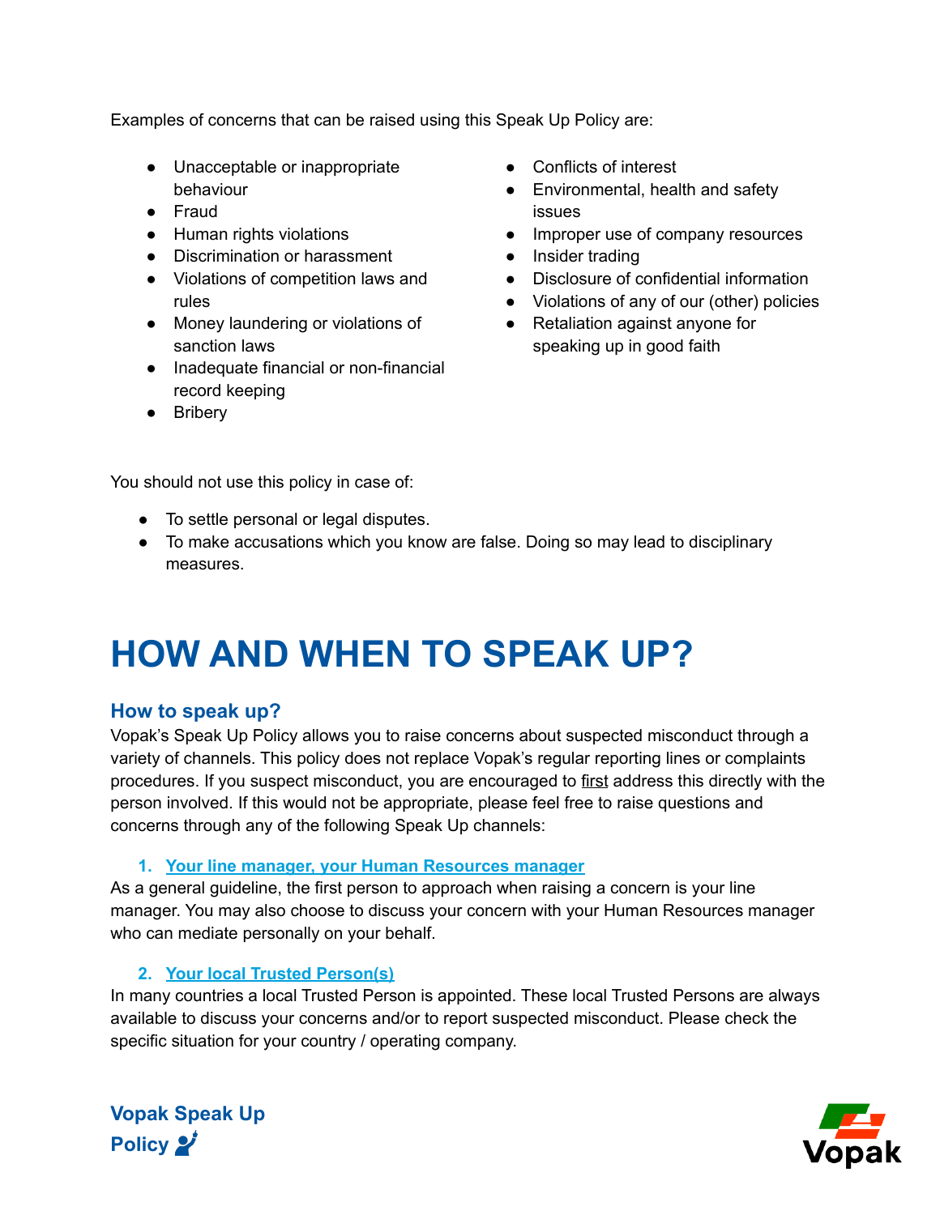Examples of concerns that can be raised using this Speak Up Policy are:

- Unacceptable or inappropriate behaviour
- Fraud
- Human rights violations
- Discrimination or harassment
- Violations of competition laws and rules
- Money laundering or violations of sanction laws
- Inadequate financial or non-financial record keeping
- Bribery
- Conflicts of interest
- Environmental, health and safety issues
- Improper use of company resources
- Insider trading
- Disclosure of confidential information
- Violations of any of our (other) policies
- Retaliation against anyone for speaking up in good faith

You should not use this policy in case of:

- To settle personal or legal disputes.
- To make accusations which you know are false. Doing so may lead to disciplinary measures.

# HOW AND WHEN TO SPEAK UP?

## How to speak up?

Vopak's Speak Up Policy allows you to raise concerns about suspected misconduct through a variety of channels. This policy does not replace Vopak's regular reporting lines or complaints procedures. If you suspect misconduct, you are encouraged to first address this directly with the person involved. If this would not be appropriate, please feel free to raise questions and concerns through any of the following Speak Up channels:

1. **Your line manager, your Human Resources manager**

As a general guideline, the first person to approach when raising a concern is your line manager. You may also choose to discuss your concern with your Human Resources manager who can mediate personally on your behalf.

2. **Your local Trusted Person(s)**

In many countries a local Trusted Person is appointed. These local Trusted Persons are always available to discuss your concerns and/or to report suspected misconduct. Please check the specific situation for your country / operating company.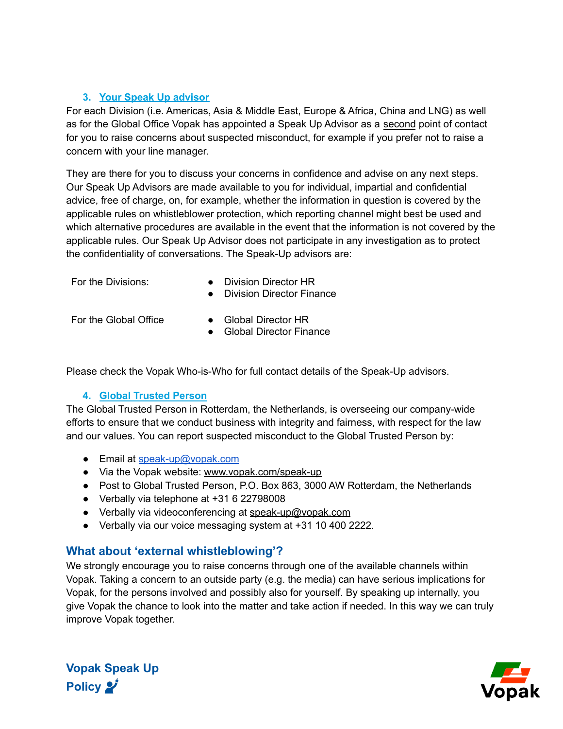### 3. Your Speak Up advisor

For each Division (i.e. Americas, Asia & Middle East, Europe & Africa, China and LNG) as well as for the Global Office Vopak has appointed a Speak Up Advisor as a second point of contact for you to raise concerns about suspected misconduct, for example if you prefer not to raise a concern with your line manager.

They are there for you to discuss your concerns in confidence and advise on any next steps. Our Speak Up Advisors are made available to you for individual, impartial and confidential advice, free of charge, on, for example, whether the information in question is covered by the applicable rules on whistleblower protection, which reporting channel might best be used and which alternative procedures are available in the event that the information is not covered by the applicable rules. Our Speak Up Advisor does not participate in any investigation as to protect the confidentiality of conversations. The Speak-Up advisors are:

| | |
|---|---|
| For the Divisions: | • Division Director HR<br>• Division Director Finance |
| For the Global Office | • Global Director HR<br>• Global Director Finance |

Please check the Vopak Who-is-Who for full contact details of the Speak-Up advisors.

### 4. Global Trusted Person

The Global Trusted Person in Rotterdam, the Netherlands, is overseeing our company-wide efforts to ensure that we conduct business with integrity and fairness, with respect for the law and our values. You can report suspected misconduct to the Global Trusted Person by:

- Email at speak-up@vopak.com
- Via the Vopak website: www.vopak.com/speak-up
- Post to Global Trusted Person, P.O. Box 863, 3000 AW Rotterdam, the Netherlands
- Verbally via telephone at +31 6 22798008
- Verbally via videoconferencing at speak-up@vopak.com
- Verbally via our voice messaging system at +31 10 400 2222.

## What about 'external whistleblowing'?

We strongly encourage you to raise concerns through one of the available channels within Vopak. Taking a concern to an outside party (e.g. the media) can have serious implications for Vopak, for the persons involved and possibly also for yourself. By speaking up internally, you give Vopak the chance to look into the matter and take action if needed. In this way we can truly improve Vopak together.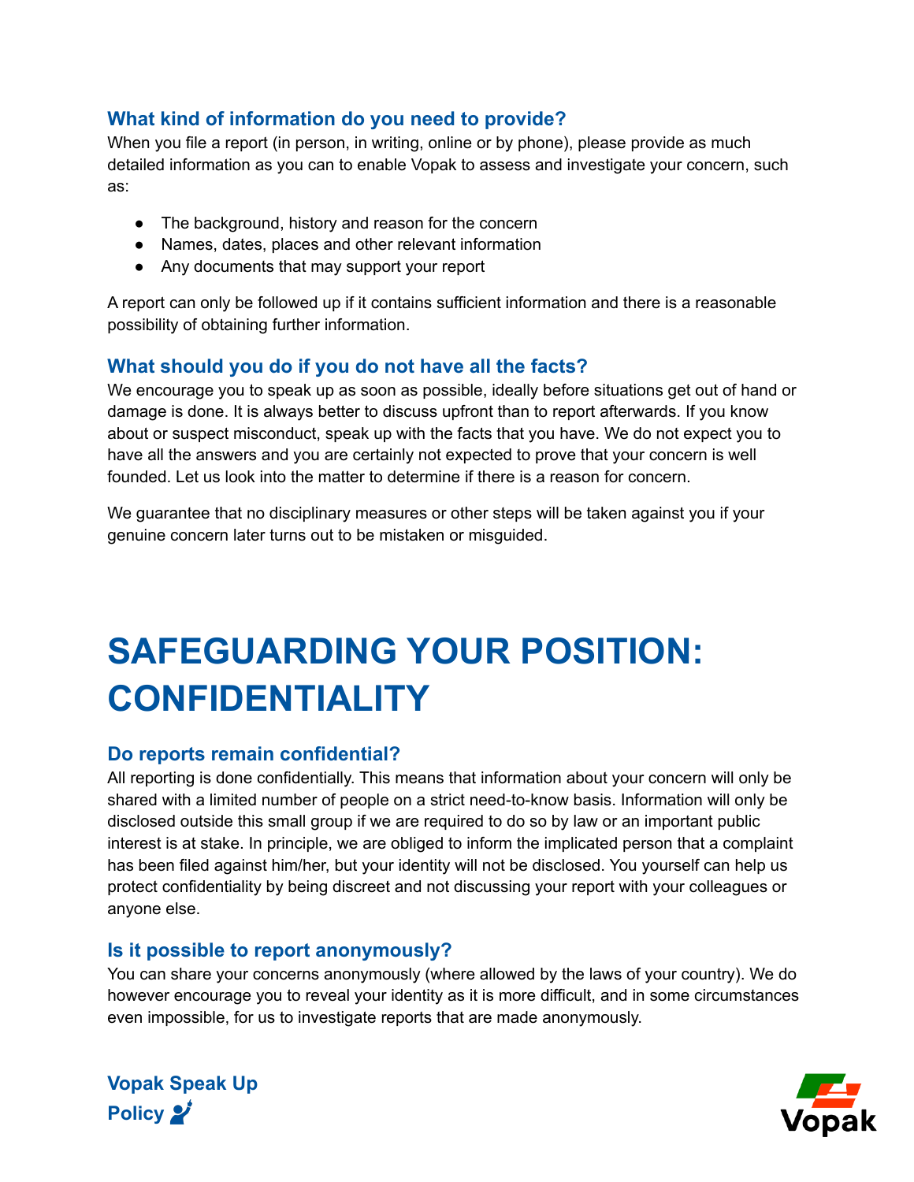### What kind of information do you need to provide?

When you file a report (in person, in writing, online or by phone), please provide as much detailed information as you can to enable Vopak to assess and investigate your concern, such as:

- The background, history and reason for the concern
- Names, dates, places and other relevant information
- Any documents that may support your report

A report can only be followed up if it contains sufficient information and there is a reasonable possibility of obtaining further information.

### What should you do if you do not have all the facts?

We encourage you to speak up as soon as possible, ideally before situations get out of hand or damage is done. It is always better to discuss upfront than to report afterwards. If you know about or suspect misconduct, speak up with the facts that you have. We do not expect you to have all the answers and you are certainly not expected to prove that your concern is well founded. Let us look into the matter to determine if there is a reason for concern.

We guarantee that no disciplinary measures or other steps will be taken against you if your genuine concern later turns out to be mistaken or misguided.

# SAFEGUARDING YOUR POSITION: CONFIDENTIALITY

### Do reports remain confidential?

All reporting is done confidentially. This means that information about your concern will only be shared with a limited number of people on a strict need-to-know basis. Information will only be disclosed outside this small group if we are required to do so by law or an important public interest is at stake. In principle, we are obliged to inform the implicated person that a complaint has been filed against him/her, but your identity will not be disclosed. You yourself can help us protect confidentiality by being discreet and not discussing your report with your colleagues or anyone else.

### Is it possible to report anonymously?

You can share your concerns anonymously (where allowed by the laws of your country). We do however encourage you to reveal your identity as it is more difficult, and in some circumstances even impossible, for us to investigate reports that are made anonymously.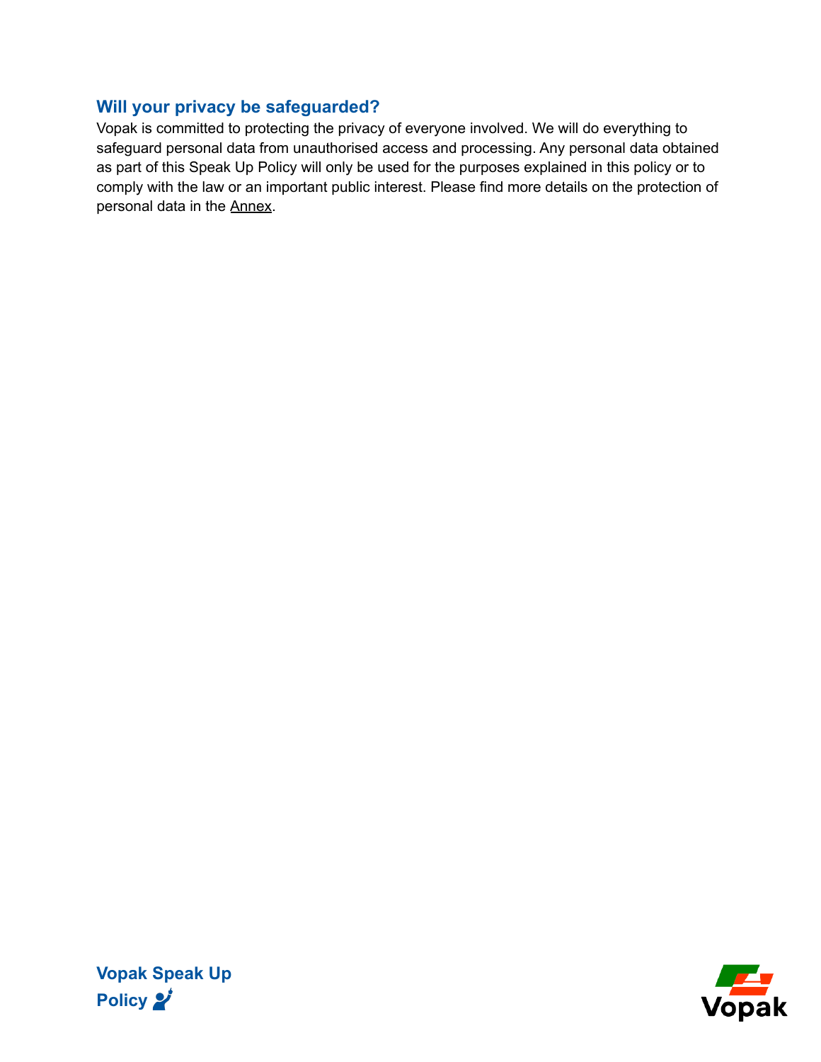## Will your privacy be safeguarded?

Vopak is committed to protecting the privacy of everyone involved. We will do everything to safeguard personal data from unauthorised access and processing. Any personal data obtained as part of this Speak Up Policy will only be used for the purposes explained in this policy or to comply with the law or an important public interest. Please find more details on the protection of personal data in the Annex.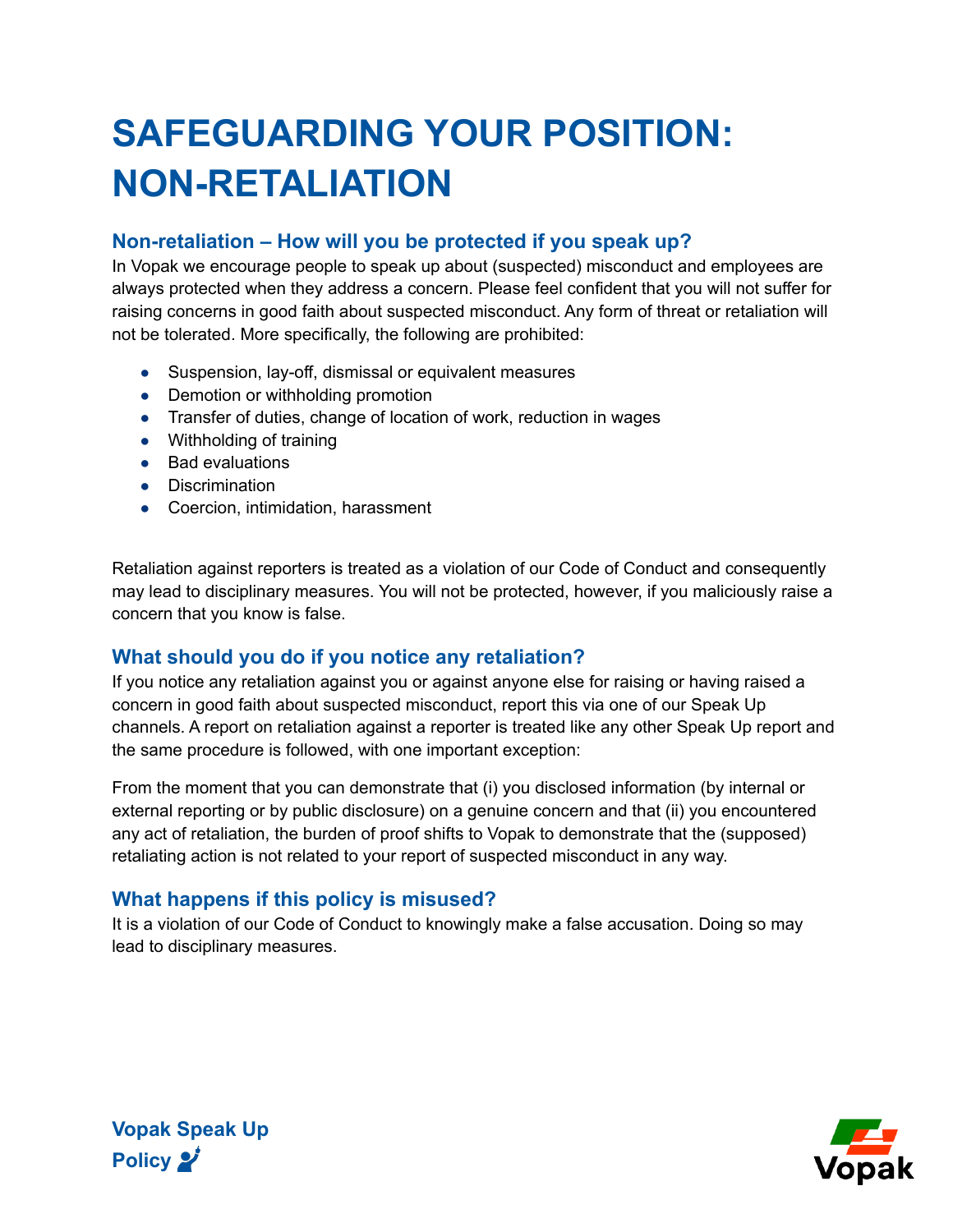# SAFEGUARDING YOUR POSITION: NON-RETALIATION

## Non-retaliation – How will you be protected if you speak up?

In Vopak we encourage people to speak up about (suspected) misconduct and employees are always protected when they address a concern. Please feel confident that you will not suffer for raising concerns in good faith about suspected misconduct. Any form of threat or retaliation will not be tolerated. More specifically, the following are prohibited:

- Suspension, lay-off, dismissal or equivalent measures
- Demotion or withholding promotion
- Transfer of duties, change of location of work, reduction in wages
- Withholding of training
- Bad evaluations
- Discrimination
- Coercion, intimidation, harassment

Retaliation against reporters is treated as a violation of our Code of Conduct and consequently may lead to disciplinary measures. You will not be protected, however, if you maliciously raise a concern that you know is false.

## What should you do if you notice any retaliation?

If you notice any retaliation against you or against anyone else for raising or having raised a concern in good faith about suspected misconduct, report this via one of our Speak Up channels. A report on retaliation against a reporter is treated like any other Speak Up report and the same procedure is followed, with one important exception:

From the moment that you can demonstrate that (i) you disclosed information (by internal or external reporting or by public disclosure) on a genuine concern and that (ii) you encountered any act of retaliation, the burden of proof shifts to Vopak to demonstrate that the (supposed) retaliating action is not related to your report of suspected misconduct in any way.

## What happens if this policy is misused?

It is a violation of our Code of Conduct to knowingly make a false accusation. Doing so may lead to disciplinary measures.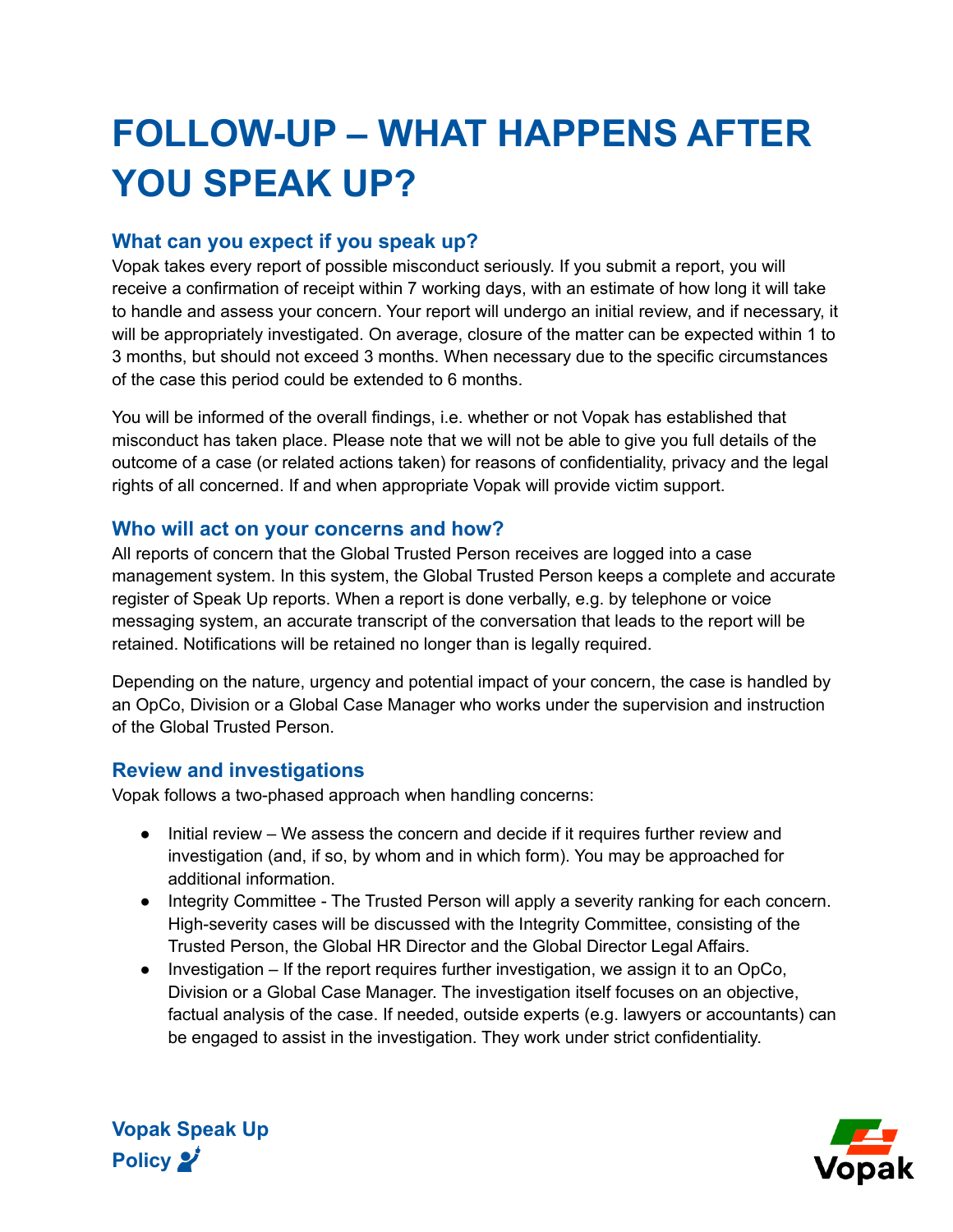# FOLLOW-UP – WHAT HAPPENS AFTER YOU SPEAK UP?

## What can you expect if you speak up?

Vopak takes every report of possible misconduct seriously. If you submit a report, you will receive a confirmation of receipt within 7 working days, with an estimate of how long it will take to handle and assess your concern. Your report will undergo an initial review, and if necessary, it will be appropriately investigated. On average, closure of the matter can be expected within 1 to 3 months, but should not exceed 3 months. When necessary due to the specific circumstances of the case this period could be extended to 6 months.

You will be informed of the overall findings, i.e. whether or not Vopak has established that misconduct has taken place. Please note that we will not be able to give you full details of the outcome of a case (or related actions taken) for reasons of confidentiality, privacy and the legal rights of all concerned. If and when appropriate Vopak will provide victim support.

## Who will act on your concerns and how?

All reports of concern that the Global Trusted Person receives are logged into a case management system. In this system, the Global Trusted Person keeps a complete and accurate register of Speak Up reports. When a report is done verbally, e.g. by telephone or voice messaging system, an accurate transcript of the conversation that leads to the report will be retained. Notifications will be retained no longer than is legally required.

Depending on the nature, urgency and potential impact of your concern, the case is handled by an OpCo, Division or a Global Case Manager who works under the supervision and instruction of the Global Trusted Person.

## Review and investigations

Vopak follows a two-phased approach when handling concerns:

- Initial review – We assess the concern and decide if it requires further review and investigation (and, if so, by whom and in which form). You may be approached for additional information.
- Integrity Committee - The Trusted Person will apply a severity ranking for each concern. High-severity cases will be discussed with the Integrity Committee, consisting of the Trusted Person, the Global HR Director and the Global Director Legal Affairs.
- Investigation – If the report requires further investigation, we assign it to an OpCo, Division or a Global Case Manager. The investigation itself focuses on an objective, factual analysis of the case. If needed, outside experts (e.g. lawyers or accountants) can be engaged to assist in the investigation. They work under strict confidentiality.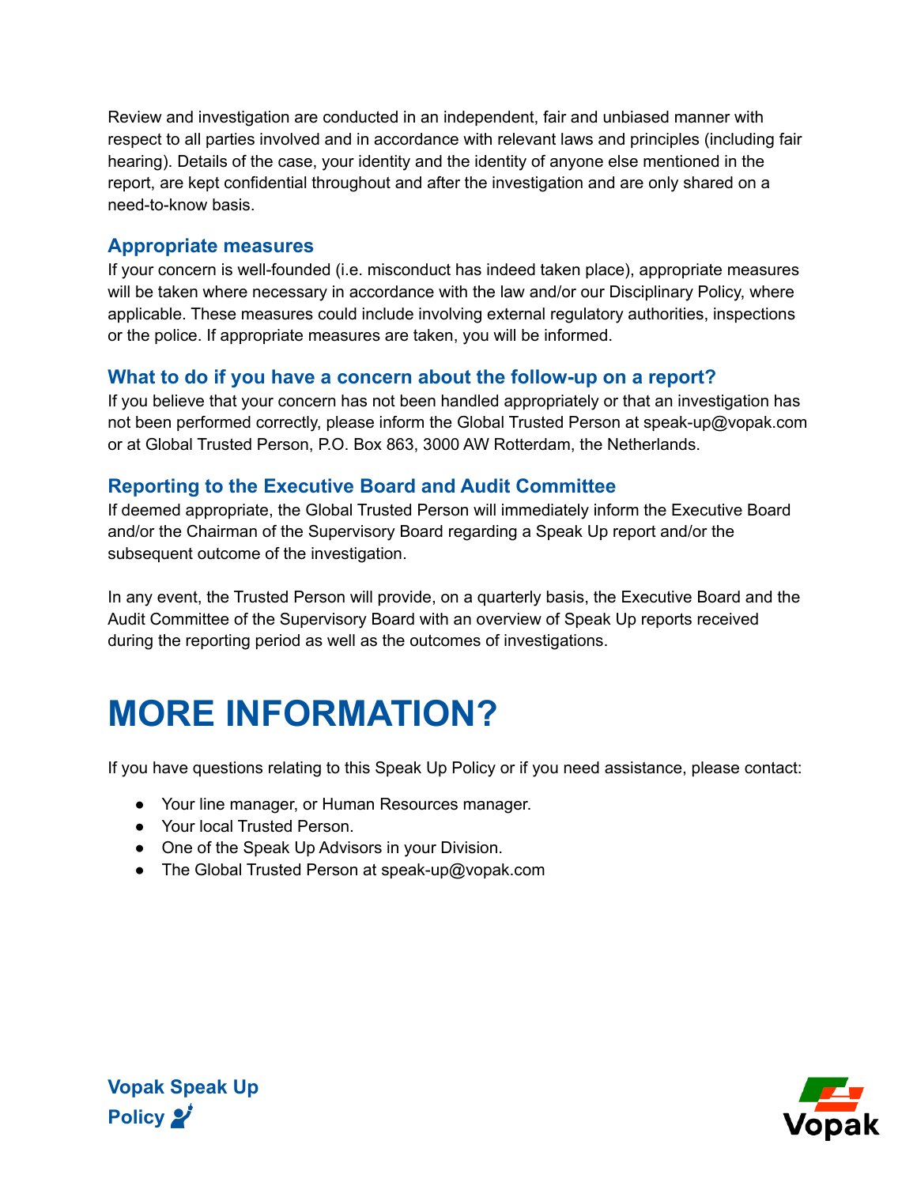Review and investigation are conducted in an independent, fair and unbiased manner with respect to all parties involved and in accordance with relevant laws and principles (including fair hearing). Details of the case, your identity and the identity of anyone else mentioned in the report, are kept confidential throughout and after the investigation and are only shared on a need-to-know basis.

### Appropriate measures

If your concern is well-founded (i.e. misconduct has indeed taken place), appropriate measures will be taken where necessary in accordance with the law and/or our Disciplinary Policy, where applicable. These measures could include involving external regulatory authorities, inspections or the police. If appropriate measures are taken, you will be informed.

### What to do if you have a concern about the follow-up on a report?

If you believe that your concern has not been handled appropriately or that an investigation has not been performed correctly, please inform the Global Trusted Person at speak-up@vopak.com or at Global Trusted Person, P.O. Box 863, 3000 AW Rotterdam, the Netherlands.

### Reporting to the Executive Board and Audit Committee

If deemed appropriate, the Global Trusted Person will immediately inform the Executive Board and/or the Chairman of the Supervisory Board regarding a Speak Up report and/or the subsequent outcome of the investigation.

In any event, the Trusted Person will provide, on a quarterly basis, the Executive Board and the Audit Committee of the Supervisory Board with an overview of Speak Up reports received during the reporting period as well as the outcomes of investigations.

# MORE INFORMATION?

If you have questions relating to this Speak Up Policy or if you need assistance, please contact:

- Your line manager, or Human Resources manager.
- Your local Trusted Person.
- One of the Speak Up Advisors in your Division.
- The Global Trusted Person at speak-up@vopak.com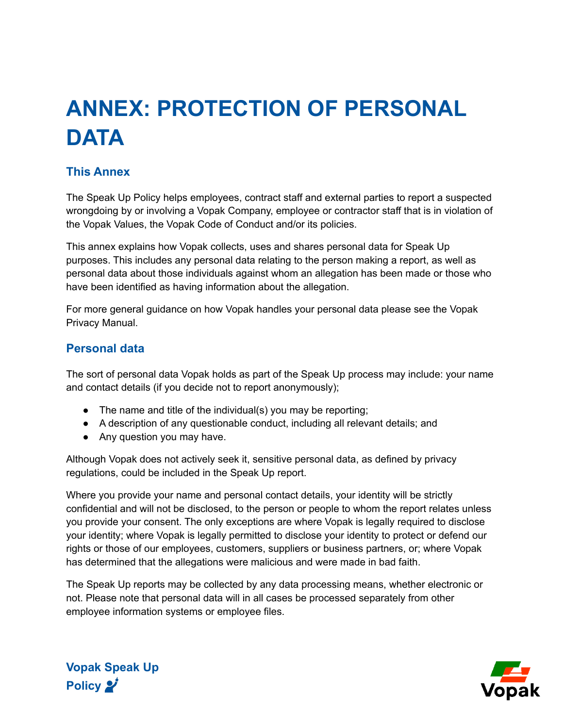# ANNEX: PROTECTION OF PERSONAL DATA

## This Annex

The Speak Up Policy helps employees, contract staff and external parties to report a suspected wrongdoing by or involving a Vopak Company, employee or contractor staff that is in violation of the Vopak Values, the Vopak Code of Conduct and/or its policies.

This annex explains how Vopak collects, uses and shares personal data for Speak Up purposes. This includes any personal data relating to the person making a report, as well as personal data about those individuals against whom an allegation has been made or those who have been identified as having information about the allegation.

For more general guidance on how Vopak handles your personal data please see the Vopak Privacy Manual.

## Personal data

The sort of personal data Vopak holds as part of the Speak Up process may include: your name and contact details (if you decide not to report anonymously);

- The name and title of the individual(s) you may be reporting;
- A description of any questionable conduct, including all relevant details; and
- Any question you may have.

Although Vopak does not actively seek it, sensitive personal data, as defined by privacy regulations, could be included in the Speak Up report.

Where you provide your name and personal contact details, your identity will be strictly confidential and will not be disclosed, to the person or people to whom the report relates unless you provide your consent. The only exceptions are where Vopak is legally required to disclose your identity; where Vopak is legally permitted to disclose your identity to protect or defend our rights or those of our employees, customers, suppliers or business partners, or; where Vopak has determined that the allegations were malicious and were made in bad faith.

The Speak Up reports may be collected by any data processing means, whether electronic or not. Please note that personal data will in all cases be processed separately from other employee information systems or employee files.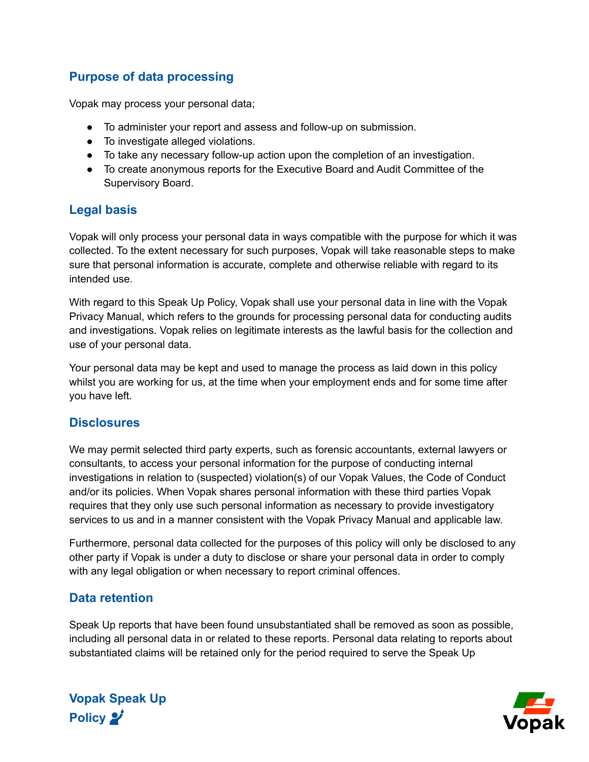## Purpose of data processing

Vopak may process your personal data;

- To administer your report and assess and follow-up on submission.
- To investigate alleged violations.
- To take any necessary follow-up action upon the completion of an investigation.
- To create anonymous reports for the Executive Board and Audit Committee of the Supervisory Board.

## Legal basis

Vopak will only process your personal data in ways compatible with the purpose for which it was collected. To the extent necessary for such purposes, Vopak will take reasonable steps to make sure that personal information is accurate, complete and otherwise reliable with regard to its intended use.

With regard to this Speak Up Policy, Vopak shall use your personal data in line with the Vopak Privacy Manual, which refers to the grounds for processing personal data for conducting audits and investigations. Vopak relies on legitimate interests as the lawful basis for the collection and use of your personal data.

Your personal data may be kept and used to manage the process as laid down in this policy whilst you are working for us, at the time when your employment ends and for some time after you have left.

## Disclosures

We may permit selected third party experts, such as forensic accountants, external lawyers or consultants, to access your personal information for the purpose of conducting internal investigations in relation to (suspected) violation(s) of our Vopak Values, the Code of Conduct and/or its policies. When Vopak shares personal information with these third parties Vopak requires that they only use such personal information as necessary to provide investigatory services to us and in a manner consistent with the Vopak Privacy Manual and applicable law.

Furthermore, personal data collected for the purposes of this policy will only be disclosed to any other party if Vopak is under a duty to disclose or share your personal data in order to comply with any legal obligation or when necessary to report criminal offences.

## Data retention

Speak Up reports that have been found unsubstantiated shall be removed as soon as possible, including all personal data in or related to these reports. Personal data relating to reports about substantiated claims will be retained only for the period required to serve the Speak Up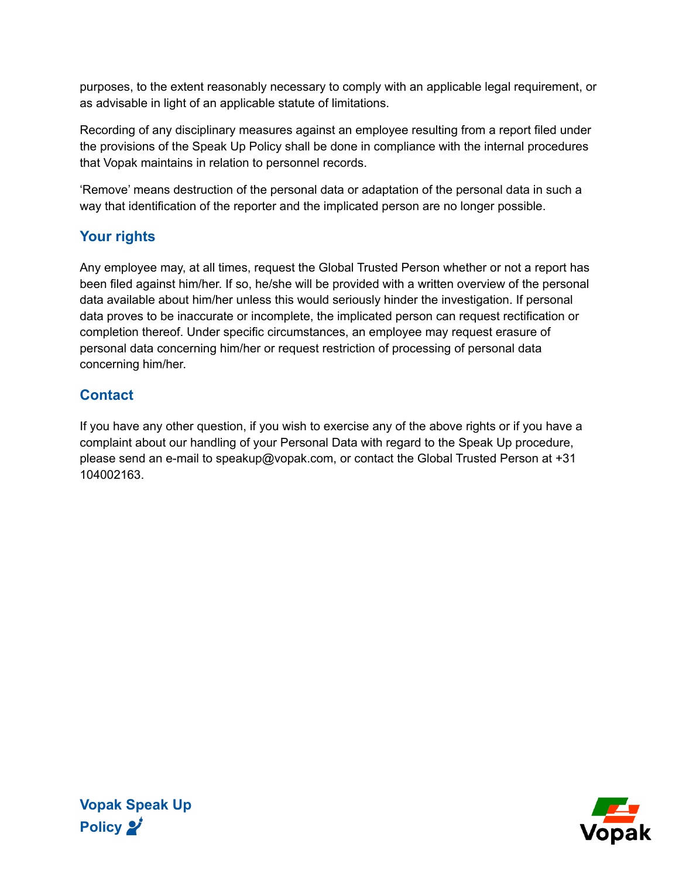purposes, to the extent reasonably necessary to comply with an applicable legal requirement, or as advisable in light of an applicable statute of limitations.

Recording of any disciplinary measures against an employee resulting from a report filed under the provisions of the Speak Up Policy shall be done in compliance with the internal procedures that Vopak maintains in relation to personnel records.

'Remove' means destruction of the personal data or adaptation of the personal data in such a way that identification of the reporter and the implicated person are no longer possible.

## Your rights

Any employee may, at all times, request the Global Trusted Person whether or not a report has been filed against him/her. If so, he/she will be provided with a written overview of the personal data available about him/her unless this would seriously hinder the investigation. If personal data proves to be inaccurate or incomplete, the implicated person can request rectification or completion thereof. Under specific circumstances, an employee may request erasure of personal data concerning him/her or request restriction of processing of personal data concerning him/her.

## Contact

If you have any other question, if you wish to exercise any of the above rights or if you have a complaint about our handling of your Personal Data with regard to the Speak Up procedure, please send an e-mail to speakup@vopak.com, or contact the Global Trusted Person at +31 104002163.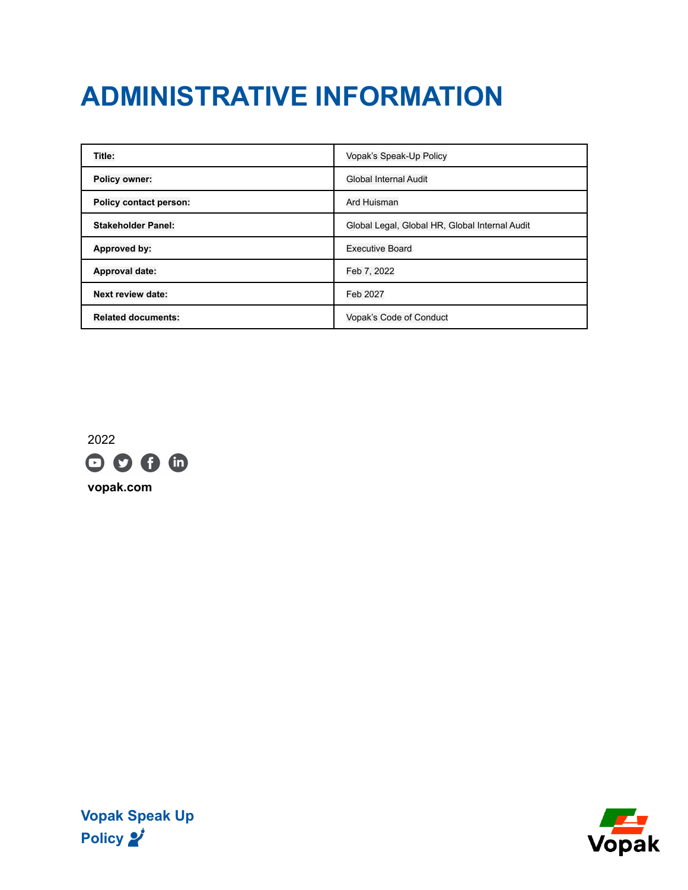# ADMINISTRATIVE INFORMATION

| | |
|---|---|
| **Title:** | Vopak's Speak-Up Policy |
| **Policy owner:** | Global Internal Audit |
| **Policy contact person:** | Ard Huisman |
| **Stakeholder Panel:** | Global Legal, Global HR, Global Internal Audit |
| **Approved by:** | Executive Board |
| **Approval date:** | Feb 7, 2022 |
| **Next review date:** | Feb 2027 |
| **Related documents:** | Vopak's Code of Conduct |

2022

**vopak.com**